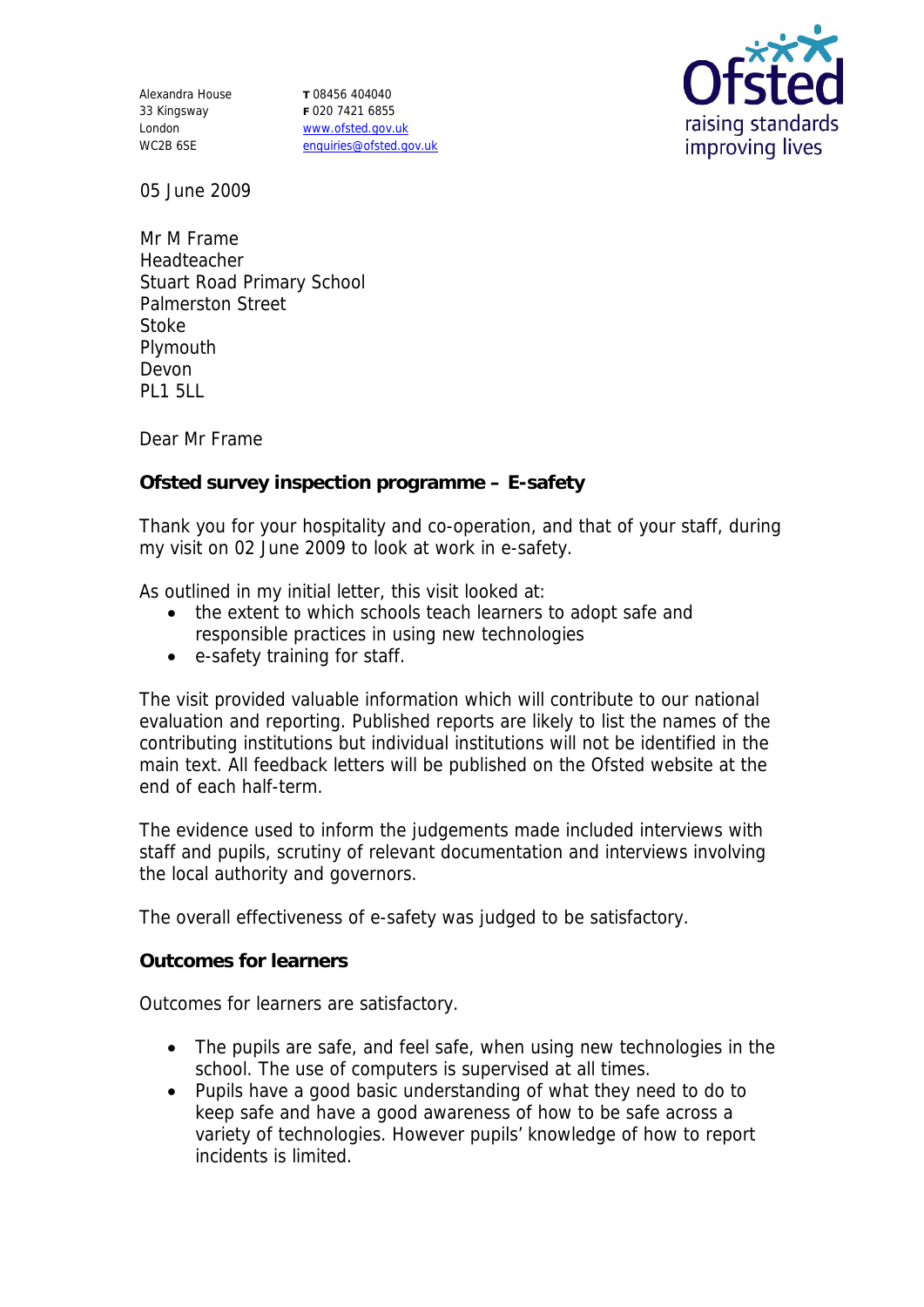Alexandra House
33 Kingsway
London
WC2B 6SE

T 08456 404040
F 020 7421 6855
www.ofsted.gov.uk
enquiries@ofsted.gov.uk

Ofsted
raising standards
improving lives

05 June 2009

Mr M Frame
Headteacher
Stuart Road Primary School
Palmerston Street
Stoke
Plymouth
Devon
PL1 5LL

Dear Mr Frame

**Ofsted survey inspection programme – E-safety**

Thank you for your hospitality and co-operation, and that of your staff, during my visit on 02 June 2009 to look at work in e-safety.

As outlined in my initial letter, this visit looked at:

- the extent to which schools teach learners to adopt safe and responsible practices in using new technologies
- e-safety training for staff.

The visit provided valuable information which will contribute to our national evaluation and reporting. Published reports are likely to list the names of the contributing institutions but individual institutions will not be identified in the main text. All feedback letters will be published on the Ofsted website at the end of each half-term.

The evidence used to inform the judgements made included interviews with staff and pupils, scrutiny of relevant documentation and interviews involving the local authority and governors.

The overall effectiveness of e-safety was judged to be satisfactory.

**Outcomes for learners**

Outcomes for learners are satisfactory.

- The pupils are safe, and feel safe, when using new technologies in the school. The use of computers is supervised at all times.
- Pupils have a good basic understanding of what they need to do to keep safe and have a good awareness of how to be safe across a variety of technologies. However pupils' knowledge of how to report incidents is limited.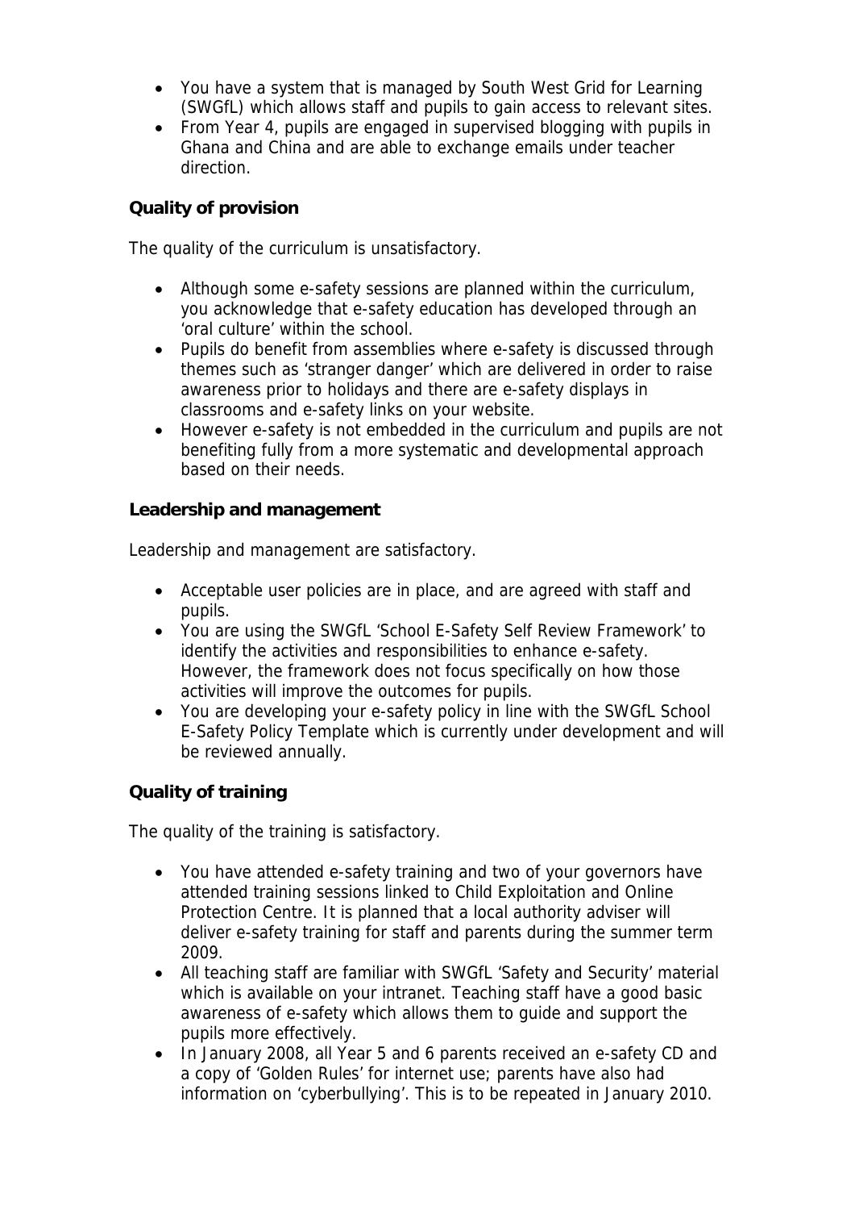- You have a system that is managed by South West Grid for Learning (SWGfL) which allows staff and pupils to gain access to relevant sites.
- From Year 4, pupils are engaged in supervised blogging with pupils in Ghana and China and are able to exchange emails under teacher direction.

**Quality of provision**

The quality of the curriculum is unsatisfactory.

- Although some e-safety sessions are planned within the curriculum, you acknowledge that e-safety education has developed through an 'oral culture' within the school.
- Pupils do benefit from assemblies where e-safety is discussed through themes such as 'stranger danger' which are delivered in order to raise awareness prior to holidays and there are e-safety displays in classrooms and e-safety links on your website.
- However e-safety is not embedded in the curriculum and pupils are not benefiting fully from a more systematic and developmental approach based on their needs.

**Leadership and management**

Leadership and management are satisfactory.

- Acceptable user policies are in place, and are agreed with staff and pupils.
- You are using the SWGfL 'School E-Safety Self Review Framework' to identify the activities and responsibilities to enhance e-safety. However, the framework does not focus specifically on how those activities will improve the outcomes for pupils.
- You are developing your e-safety policy in line with the SWGfL School E-Safety Policy Template which is currently under development and will be reviewed annually.

**Quality of training**

The quality of the training is satisfactory.

- You have attended e-safety training and two of your governors have attended training sessions linked to Child Exploitation and Online Protection Centre. It is planned that a local authority adviser will deliver e-safety training for staff and parents during the summer term 2009.
- All teaching staff are familiar with SWGfL 'Safety and Security' material which is available on your intranet. Teaching staff have a good basic awareness of e-safety which allows them to guide and support the pupils more effectively.
- In January 2008, all Year 5 and 6 parents received an e-safety CD and a copy of 'Golden Rules' for internet use; parents have also had information on 'cyberbullying'. This is to be repeated in January 2010.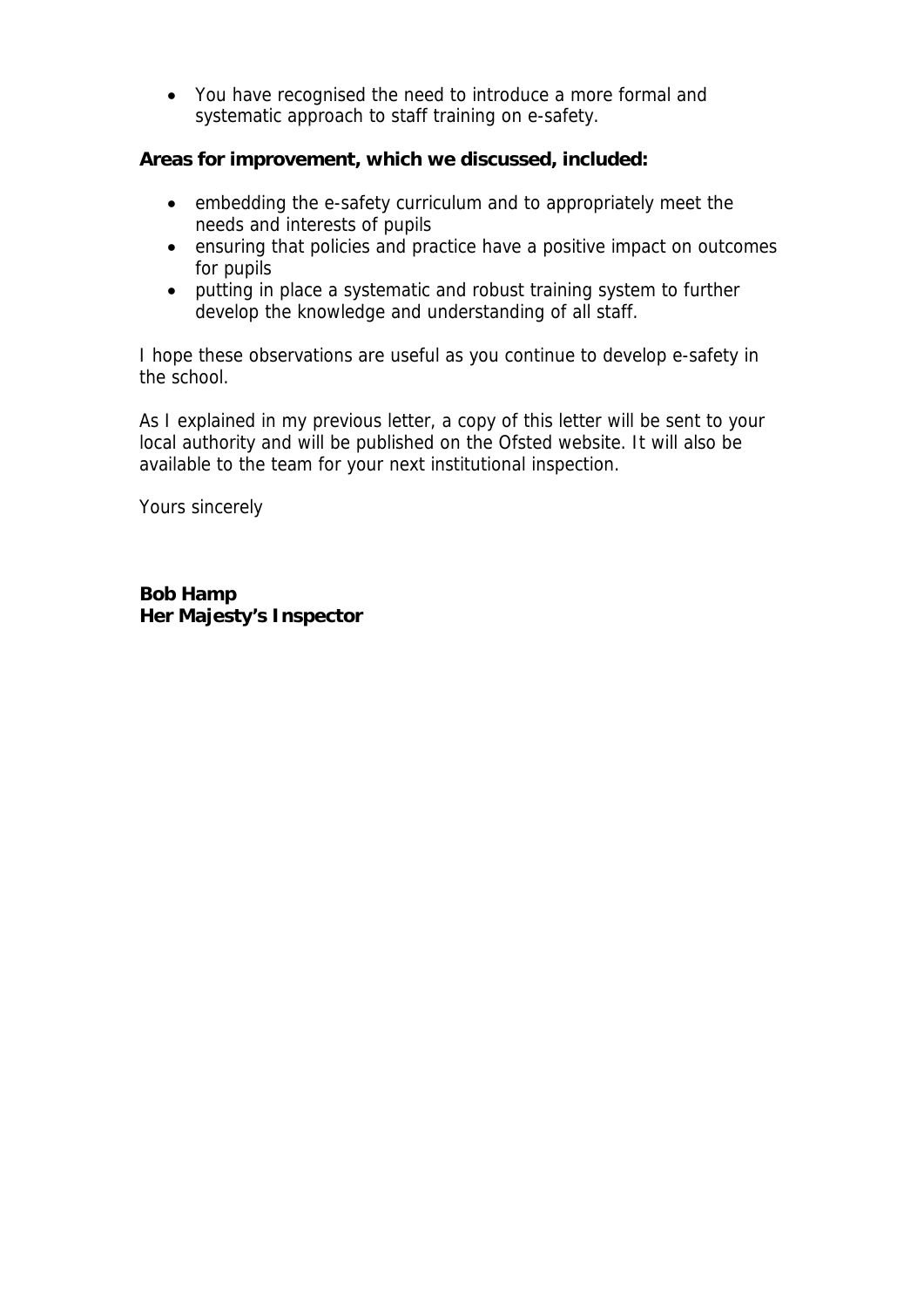- You have recognised the need to introduce a more formal and systematic approach to staff training on e-safety.

**Areas for improvement, which we discussed, included:**

- embedding the e-safety curriculum and to appropriately meet the needs and interests of pupils
- ensuring that policies and practice have a positive impact on outcomes for pupils
- putting in place a systematic and robust training system to further develop the knowledge and understanding of all staff.

I hope these observations are useful as you continue to develop e-safety in the school.

As I explained in my previous letter, a copy of this letter will be sent to your local authority and will be published on the Ofsted website. It will also be available to the team for your next institutional inspection.

Yours sincerely

**Bob Hamp**
**Her Majesty's Inspector**